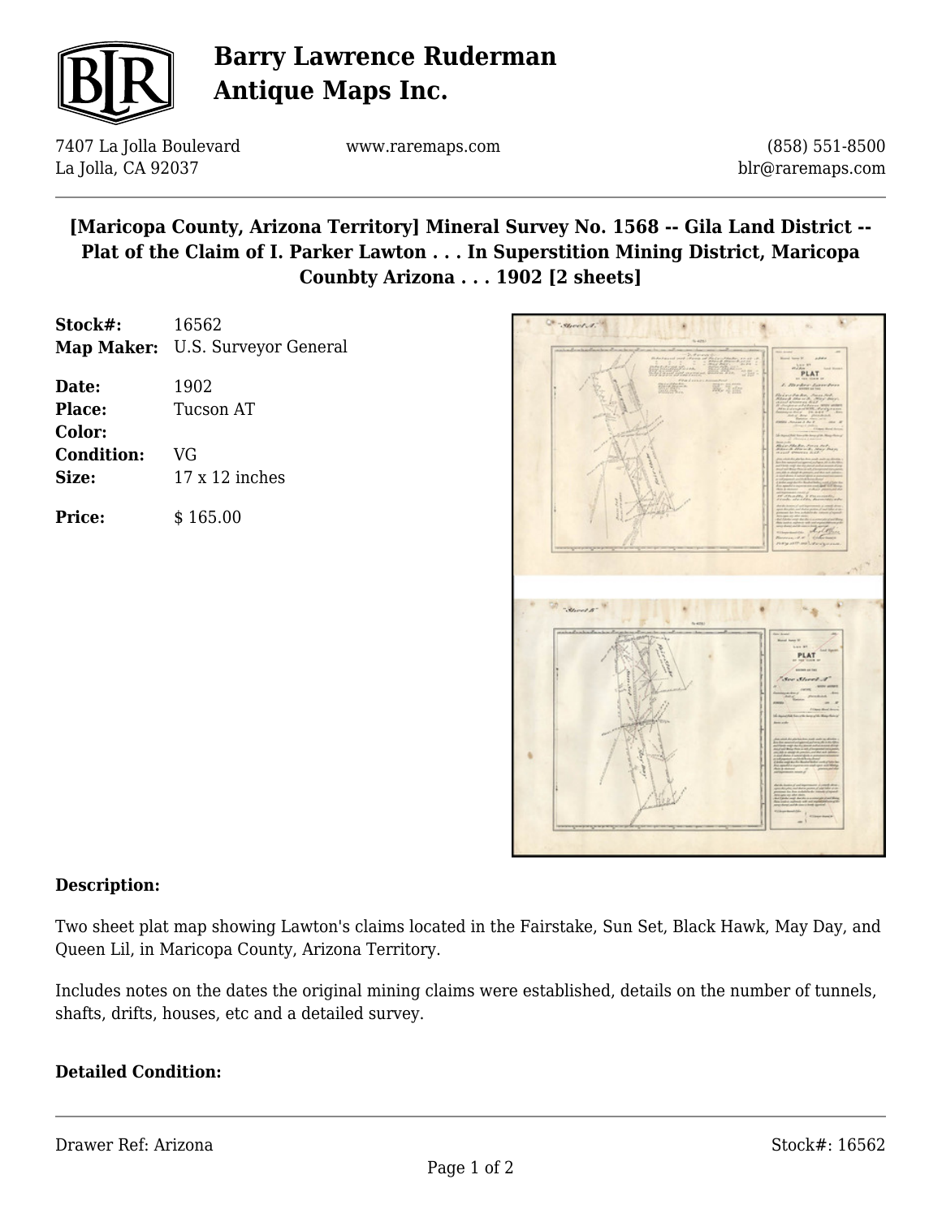# Barry Lawrence Ruderman Antique Maps Inc.

7407 La Jolla Boulevard
La Jolla, CA 92037

www.raremaps.com

(858) 551-8500
blr@raremaps.com

## [Maricopa County, Arizona Territory] Mineral Survey No. 1568 -- Gila Land District -- Plat of the Claim of I. Parker Lawton . . . In Superstition Mining District, Maricopa Counbty Arizona . . . 1902 [2 sheets]

**Stock#:** 16562
**Map Maker:** U.S. Surveyor General

**Date:** 1902
**Place:** Tucson AT
**Color:**
**Condition:** VG
**Size:** 17 x 12 inches

**Price:** $ 165.00

### Description:

Two sheet plat map showing Lawton's claims located in the Fairstake, Sun Set, Black Hawk, May Day, and Queen Lil, in Maricopa County, Arizona Territory.

Includes notes on the dates the original mining claims were established, details on the number of tunnels, shafts, drifts, houses, etc and a detailed survey.

### Detailed Condition: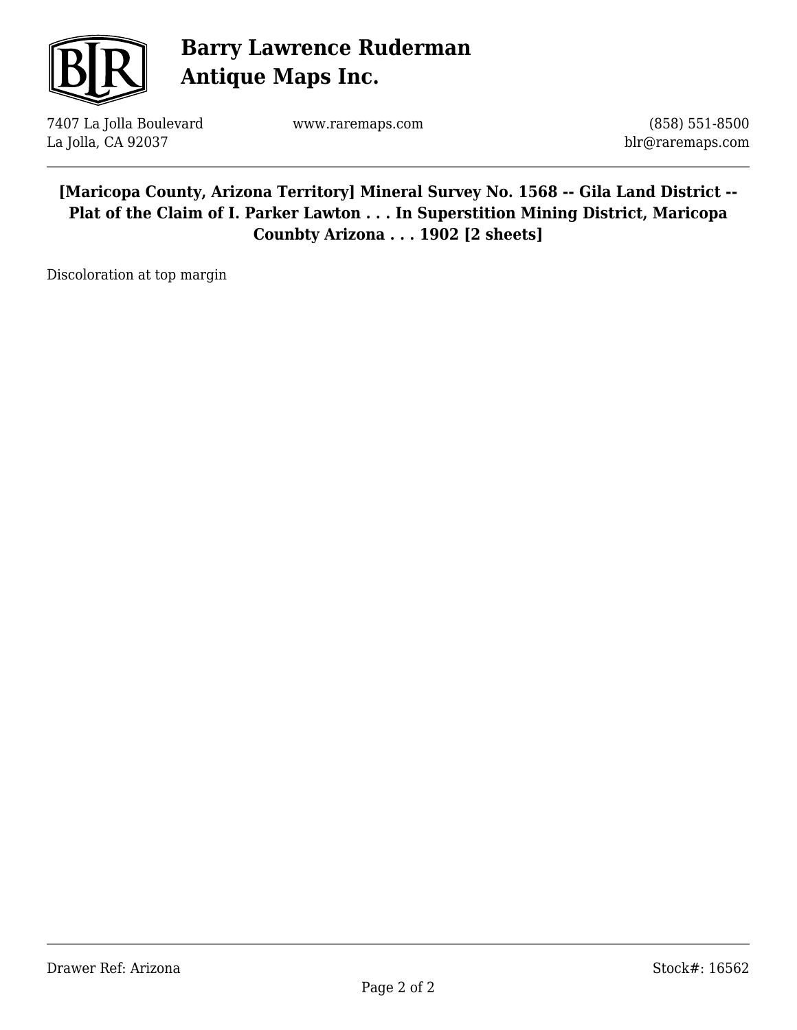**[Maricopa County, Arizona Territory] Mineral Survey No. 1568 -- Gila Land District -- Plat of the Claim of I. Parker Lawton . . . In Superstition Mining District, Maricopa Counbty Arizona . . . 1902 [2 sheets]**

Discoloration at top margin

Drawer Ref: Arizona

Stock#: 16562